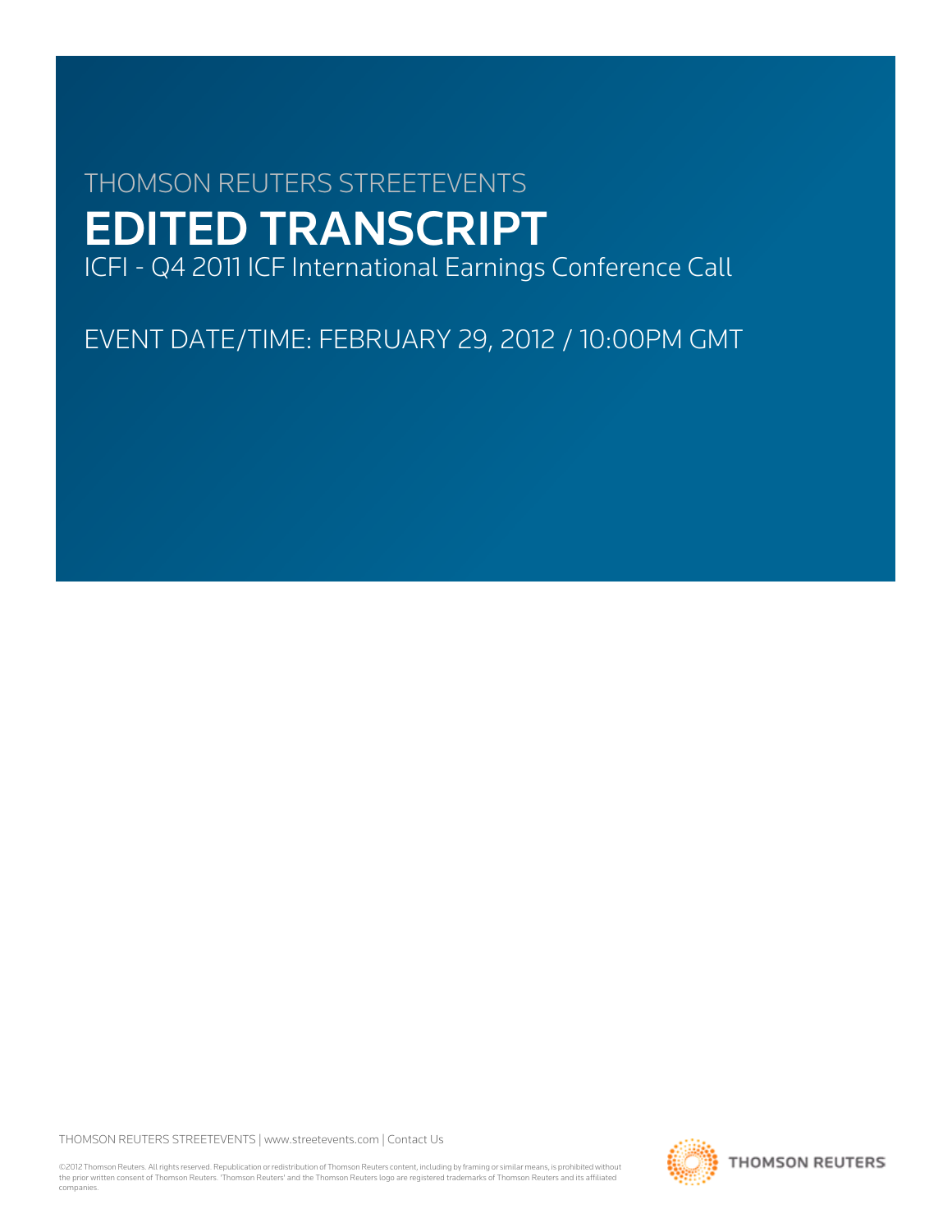THOMSON REUTERS STREETEVENTS

# EDITED TRANSCRIPT

ICFI - Q4 2011 ICF International Earnings Conference Call

EVENT DATE/TIME: FEBRUARY 29, 2012 / 10:00PM GMT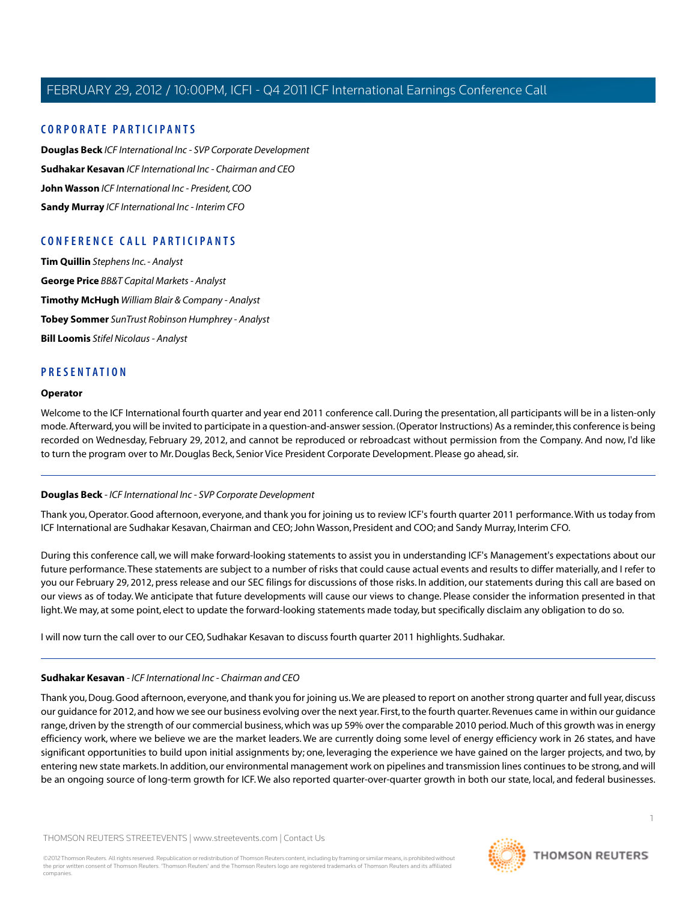## CORPORATE PARTICIPANTS

**Douglas Beck** *ICF International Inc - SVP Corporate Development*

**Sudhakar Kesavan** *ICF International Inc - Chairman and CEO*

**John Wasson** *ICF International Inc - President, COO*

**Sandy Murray** *ICF International Inc - Interim CFO*

## CONFERENCE CALL PARTICIPANTS

**Tim Quillin** *Stephens Inc. - Analyst*

**George Price** *BB&T Capital Markets - Analyst*

**Timothy McHugh** *William Blair & Company - Analyst*

**Tobey Sommer** *SunTrust Robinson Humphrey - Analyst*

**Bill Loomis** *Stifel Nicolaus - Analyst*

## PRESENTATION

### Operator

Welcome to the ICF International fourth quarter and year end 2011 conference call. During the presentation, all participants will be in a listen-only mode. Afterward, you will be invited to participate in a question-and-answer session. (Operator Instructions) As a reminder, this conference is being recorded on Wednesday, February 29, 2012, and cannot be reproduced or rebroadcast without permission from the Company. And now, I'd like to turn the program over to Mr. Douglas Beck, Senior Vice President Corporate Development. Please go ahead, sir.

---

### Douglas Beck - *ICF International Inc - SVP Corporate Development*

Thank you, Operator. Good afternoon, everyone, and thank you for joining us to review ICF's fourth quarter 2011 performance. With us today from ICF International are Sudhakar Kesavan, Chairman and CEO; John Wasson, President and COO; and Sandy Murray, Interim CFO.

During this conference call, we will make forward-looking statements to assist you in understanding ICF's Management's expectations about our future performance. These statements are subject to a number of risks that could cause actual events and results to differ materially, and I refer to you our February 29, 2012, press release and our SEC filings for discussions of those risks. In addition, our statements during this call are based on our views as of today. We anticipate that future developments will cause our views to change. Please consider the information presented in that light. We may, at some point, elect to update the forward-looking statements made today, but specifically disclaim any obligation to do so.

I will now turn the call over to our CEO, Sudhakar Kesavan to discuss fourth quarter 2011 highlights. Sudhakar.

---

### Sudhakar Kesavan - *ICF International Inc - Chairman and CEO*

Thank you, Doug. Good afternoon, everyone, and thank you for joining us. We are pleased to report on another strong quarter and full year, discuss our guidance for 2012, and how we see our business evolving over the next year. First, to the fourth quarter. Revenues came in within our guidance range, driven by the strength of our commercial business, which was up 59% over the comparable 2010 period. Much of this growth was in energy efficiency work, where we believe we are the market leaders. We are currently doing some level of energy efficiency work in 26 states, and have significant opportunities to build upon initial assignments by; one, leveraging the experience we have gained on the larger projects, and two, by entering new state markets. In addition, our environmental management work on pipelines and transmission lines continues to be strong, and will be an ongoing source of long-term growth for ICF. We also reported quarter-over-quarter growth in both our state, local, and federal businesses.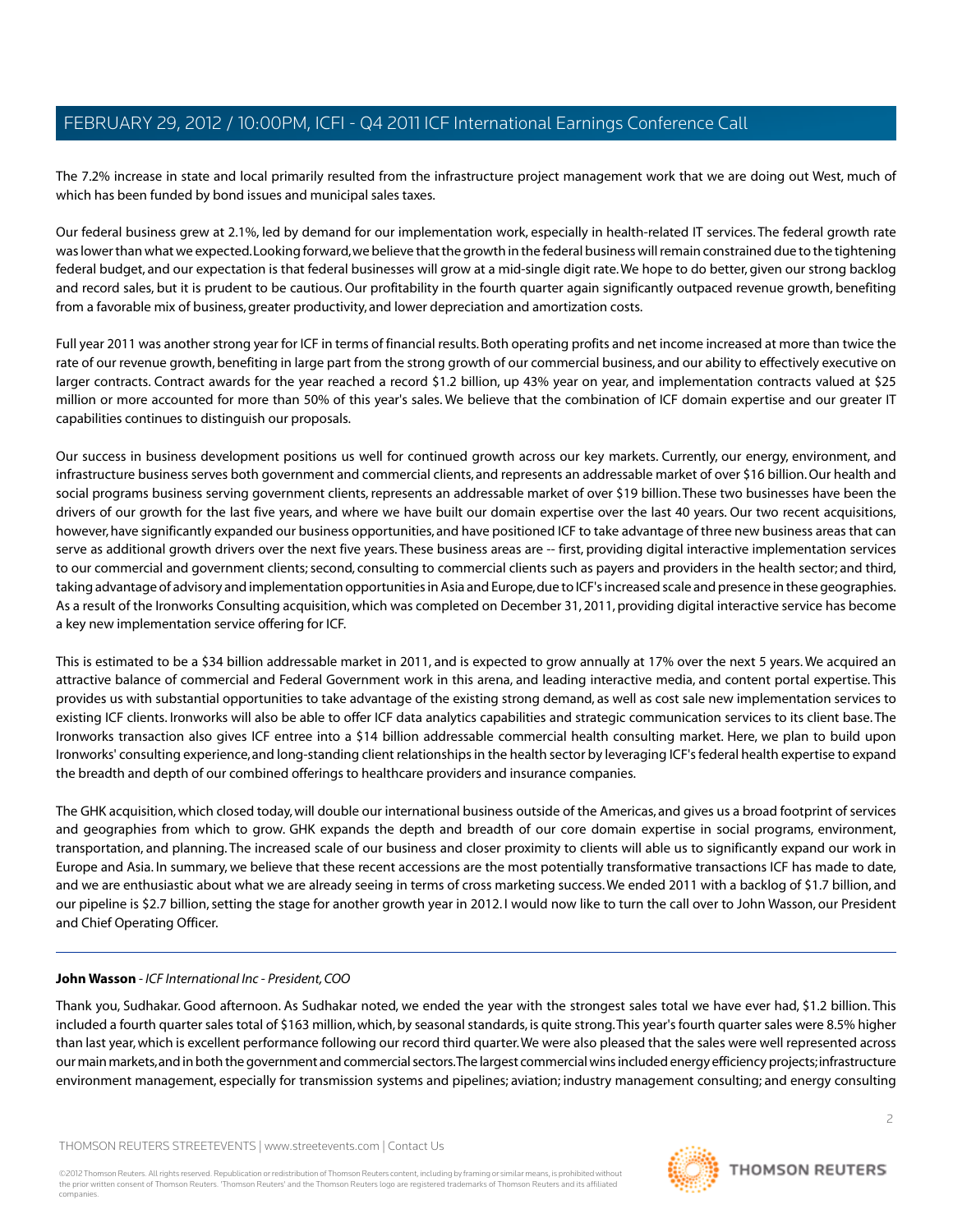The 7.2% increase in state and local primarily resulted from the infrastructure project management work that we are doing out West, much of which has been funded by bond issues and municipal sales taxes.

Our federal business grew at 2.1%, led by demand for our implementation work, especially in health-related IT services. The federal growth rate was lower than what we expected. Looking forward, we believe that the growth in the federal business will remain constrained due to the tightening federal budget, and our expectation is that federal businesses will grow at a mid-single digit rate. We hope to do better, given our strong backlog and record sales, but it is prudent to be cautious. Our profitability in the fourth quarter again significantly outpaced revenue growth, benefiting from a favorable mix of business, greater productivity, and lower depreciation and amortization costs.

Full year 2011 was another strong year for ICF in terms of financial results. Both operating profits and net income increased at more than twice the rate of our revenue growth, benefiting in large part from the strong growth of our commercial business, and our ability to effectively executive on larger contracts. Contract awards for the year reached a record $1.2 billion, up 43% year on year, and implementation contracts valued at $25 million or more accounted for more than 50% of this year's sales. We believe that the combination of ICF domain expertise and our greater IT capabilities continues to distinguish our proposals.

Our success in business development positions us well for continued growth across our key markets. Currently, our energy, environment, and infrastructure business serves both government and commercial clients, and represents an addressable market of over $16 billion. Our health and social programs business serving government clients, represents an addressable market of over $19 billion. These two businesses have been the drivers of our growth for the last five years, and where we have built our domain expertise over the last 40 years. Our two recent acquisitions, however, have significantly expanded our business opportunities, and have positioned ICF to take advantage of three new business areas that can serve as additional growth drivers over the next five years. These business areas are -- first, providing digital interactive implementation services to our commercial and government clients; second, consulting to commercial clients such as payers and providers in the health sector; and third, taking advantage of advisory and implementation opportunities in Asia and Europe, due to ICF's increased scale and presence in these geographies. As a result of the Ironworks Consulting acquisition, which was completed on December 31, 2011, providing digital interactive service has become a key new implementation service offering for ICF.

This is estimated to be a $34 billion addressable market in 2011, and is expected to grow annually at 17% over the next 5 years. We acquired an attractive balance of commercial and Federal Government work in this arena, and leading interactive media, and content portal expertise. This provides us with substantial opportunities to take advantage of the existing strong demand, as well as cost sale new implementation services to existing ICF clients. Ironworks will also be able to offer ICF data analytics capabilities and strategic communication services to its client base. The Ironworks transaction also gives ICF entree into a $14 billion addressable commercial health consulting market. Here, we plan to build upon Ironworks' consulting experience, and long-standing client relationships in the health sector by leveraging ICF's federal health expertise to expand the breadth and depth of our combined offerings to healthcare providers and insurance companies.

The GHK acquisition, which closed today, will double our international business outside of the Americas, and gives us a broad footprint of services and geographies from which to grow. GHK expands the depth and breadth of our core domain expertise in social programs, environment, transportation, and planning. The increased scale of our business and closer proximity to clients will able us to significantly expand our work in Europe and Asia. In summary, we believe that these recent accessions are the most potentially transformative transactions ICF has made to date, and we are enthusiastic about what we are already seeing in terms of cross marketing success. We ended 2011 with a backlog of $1.7 billion, and our pipeline is $2.7 billion, setting the stage for another growth year in 2012. I would now like to turn the call over to John Wasson, our President and Chief Operating Officer.

---

**John Wasson** - *ICF International Inc - President, COO*

Thank you, Sudhakar. Good afternoon. As Sudhakar noted, we ended the year with the strongest sales total we have ever had, $1.2 billion. This included a fourth quarter sales total of $163 million, which, by seasonal standards, is quite strong. This year's fourth quarter sales were 8.5% higher than last year, which is excellent performance following our record third quarter. We were also pleased that the sales were well represented across our main markets, and in both the government and commercial sectors. The largest commercial wins included energy efficiency projects; infrastructure environment management, especially for transmission systems and pipelines; aviation; industry management consulting; and energy consulting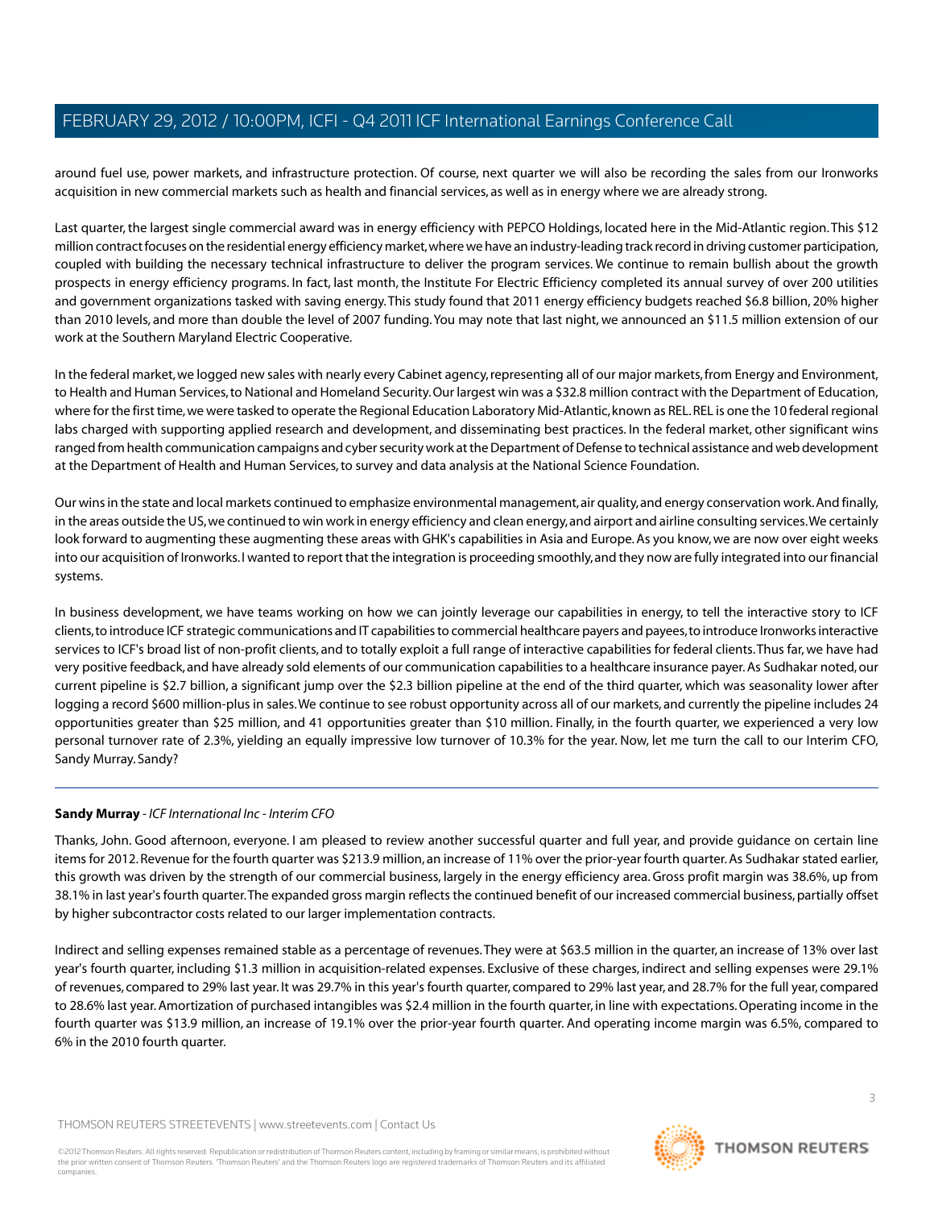around fuel use, power markets, and infrastructure protection. Of course, next quarter we will also be recording the sales from our Ironworks acquisition in new commercial markets such as health and financial services, as well as in energy where we are already strong.

Last quarter, the largest single commercial award was in energy efficiency with PEPCO Holdings, located here in the Mid-Atlantic region. This $12 million contract focuses on the residential energy efficiency market, where we have an industry-leading track record in driving customer participation, coupled with building the necessary technical infrastructure to deliver the program services. We continue to remain bullish about the growth prospects in energy efficiency programs. In fact, last month, the Institute For Electric Efficiency completed its annual survey of over 200 utilities and government organizations tasked with saving energy. This study found that 2011 energy efficiency budgets reached $6.8 billion, 20% higher than 2010 levels, and more than double the level of 2007 funding. You may note that last night, we announced an $11.5 million extension of our work at the Southern Maryland Electric Cooperative.

In the federal market, we logged new sales with nearly every Cabinet agency, representing all of our major markets, from Energy and Environment, to Health and Human Services, to National and Homeland Security. Our largest win was a $32.8 million contract with the Department of Education, where for the first time, we were tasked to operate the Regional Education Laboratory Mid-Atlantic, known as REL. REL is one the 10 federal regional labs charged with supporting applied research and development, and disseminating best practices. In the federal market, other significant wins ranged from health communication campaigns and cyber security work at the Department of Defense to technical assistance and web development at the Department of Health and Human Services, to survey and data analysis at the National Science Foundation.

Our wins in the state and local markets continued to emphasize environmental management, air quality, and energy conservation work. And finally, in the areas outside the US, we continued to win work in energy efficiency and clean energy, and airport and airline consulting services. We certainly look forward to augmenting these augmenting these areas with GHK's capabilities in Asia and Europe. As you know, we are now over eight weeks into our acquisition of Ironworks. I wanted to report that the integration is proceeding smoothly, and they now are fully integrated into our financial systems.

In business development, we have teams working on how we can jointly leverage our capabilities in energy, to tell the interactive story to ICF clients, to introduce ICF strategic communications and IT capabilities to commercial healthcare payers and payees, to introduce Ironworks interactive services to ICF's broad list of non-profit clients, and to totally exploit a full range of interactive capabilities for federal clients. Thus far, we have had very positive feedback, and have already sold elements of our communication capabilities to a healthcare insurance payer. As Sudhakar noted, our current pipeline is $2.7 billion, a significant jump over the $2.3 billion pipeline at the end of the third quarter, which was seasonality lower after logging a record $600 million-plus in sales. We continue to see robust opportunity across all of our markets, and currently the pipeline includes 24 opportunities greater than $25 million, and 41 opportunities greater than $10 million. Finally, in the fourth quarter, we experienced a very low personal turnover rate of 2.3%, yielding an equally impressive low turnover of 10.3% for the year. Now, let me turn the call to our Interim CFO, Sandy Murray. Sandy?

---

**Sandy Murray** - *ICF International Inc - Interim CFO*

Thanks, John. Good afternoon, everyone. I am pleased to review another successful quarter and full year, and provide guidance on certain line items for 2012. Revenue for the fourth quarter was $213.9 million, an increase of 11% over the prior-year fourth quarter. As Sudhakar stated earlier, this growth was driven by the strength of our commercial business, largely in the energy efficiency area. Gross profit margin was 38.6%, up from 38.1% in last year's fourth quarter. The expanded gross margin reflects the continued benefit of our increased commercial business, partially offset by higher subcontractor costs related to our larger implementation contracts.

Indirect and selling expenses remained stable as a percentage of revenues. They were at $63.5 million in the quarter, an increase of 13% over last year's fourth quarter, including $1.3 million in acquisition-related expenses. Exclusive of these charges, indirect and selling expenses were 29.1% of revenues, compared to 29% last year. It was 29.7% in this year's fourth quarter, compared to 29% last year, and 28.7% for the full year, compared to 28.6% last year. Amortization of purchased intangibles was $2.4 million in the fourth quarter, in line with expectations. Operating income in the fourth quarter was $13.9 million, an increase of 19.1% over the prior-year fourth quarter. And operating income margin was 6.5%, compared to 6% in the 2010 fourth quarter.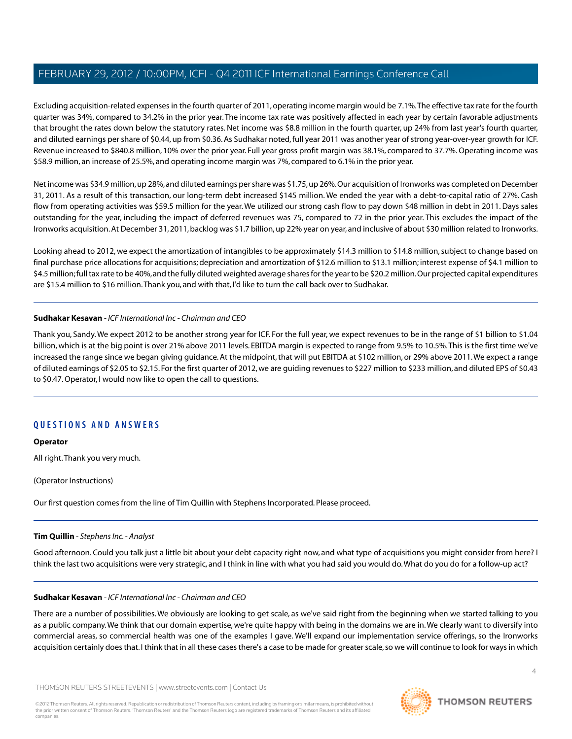Excluding acquisition-related expenses in the fourth quarter of 2011, operating income margin would be 7.1%. The effective tax rate for the fourth quarter was 34%, compared to 34.2% in the prior year. The income tax rate was positively affected in each year by certain favorable adjustments that brought the rates down below the statutory rates. Net income was $8.8 million in the fourth quarter, up 24% from last year's fourth quarter, and diluted earnings per share of $0.44, up from $0.36. As Sudhakar noted, full year 2011 was another year of strong year-over-year growth for ICF. Revenue increased to $840.8 million, 10% over the prior year. Full year gross profit margin was 38.1%, compared to 37.7%. Operating income was $58.9 million, an increase of 25.5%, and operating income margin was 7%, compared to 6.1% in the prior year.

Net income was $34.9 million, up 28%, and diluted earnings per share was $1.75, up 26%. Our acquisition of Ironworks was completed on December 31, 2011. As a result of this transaction, our long-term debt increased $145 million. We ended the year with a debt-to-capital ratio of 27%. Cash flow from operating activities was $59.5 million for the year. We utilized our strong cash flow to pay down $48 million in debt in 2011. Days sales outstanding for the year, including the impact of deferred revenues was 75, compared to 72 in the prior year. This excludes the impact of the Ironworks acquisition. At December 31, 2011, backlog was $1.7 billion, up 22% year on year, and inclusive of about $30 million related to Ironworks.

Looking ahead to 2012, we expect the amortization of intangibles to be approximately $14.3 million to $14.8 million, subject to change based on final purchase price allocations for acquisitions; depreciation and amortization of $12.6 million to $13.1 million; interest expense of $4.1 million to $4.5 million; full tax rate to be 40%, and the fully diluted weighted average shares for the year to be $20.2 million. Our projected capital expenditures are $15.4 million to $16 million. Thank you, and with that, I'd like to turn the call back over to Sudhakar.

---

**Sudhakar Kesavan** - *ICF International Inc - Chairman and CEO*

Thank you, Sandy. We expect 2012 to be another strong year for ICF. For the full year, we expect revenues to be in the range of $1 billion to $1.04 billion, which is at the big point is over 21% above 2011 levels. EBITDA margin is expected to range from 9.5% to 10.5%. This is the first time we've increased the range since we began giving guidance. At the midpoint, that will put EBITDA at $102 million, or 29% above 2011. We expect a range of diluted earnings of $2.05 to $2.15. For the first quarter of 2012, we are guiding revenues to $227 million to $233 million, and diluted EPS of $0.43 to $0.47. Operator, I would now like to open the call to questions.

---

## QUESTIONS AND ANSWERS

**Operator**

All right. Thank you very much.

(Operator Instructions)

Our first question comes from the line of Tim Quillin with Stephens Incorporated. Please proceed.

---

**Tim Quillin** - *Stephens Inc. - Analyst*

Good afternoon. Could you talk just a little bit about your debt capacity right now, and what type of acquisitions you might consider from here? I think the last two acquisitions were very strategic, and I think in line with what you had said you would do. What do you do for a follow-up act?

---

**Sudhakar Kesavan** - *ICF International Inc - Chairman and CEO*

There are a number of possibilities. We obviously are looking to get scale, as we've said right from the beginning when we started talking to you as a public company. We think that our domain expertise, we're quite happy with being in the domains we are in. We clearly want to diversify into commercial areas, so commercial health was one of the examples I gave. We'll expand our implementation service offerings, so the Ironworks acquisition certainly does that. I think that in all these cases there's a case to be made for greater scale, so we will continue to look for ways in which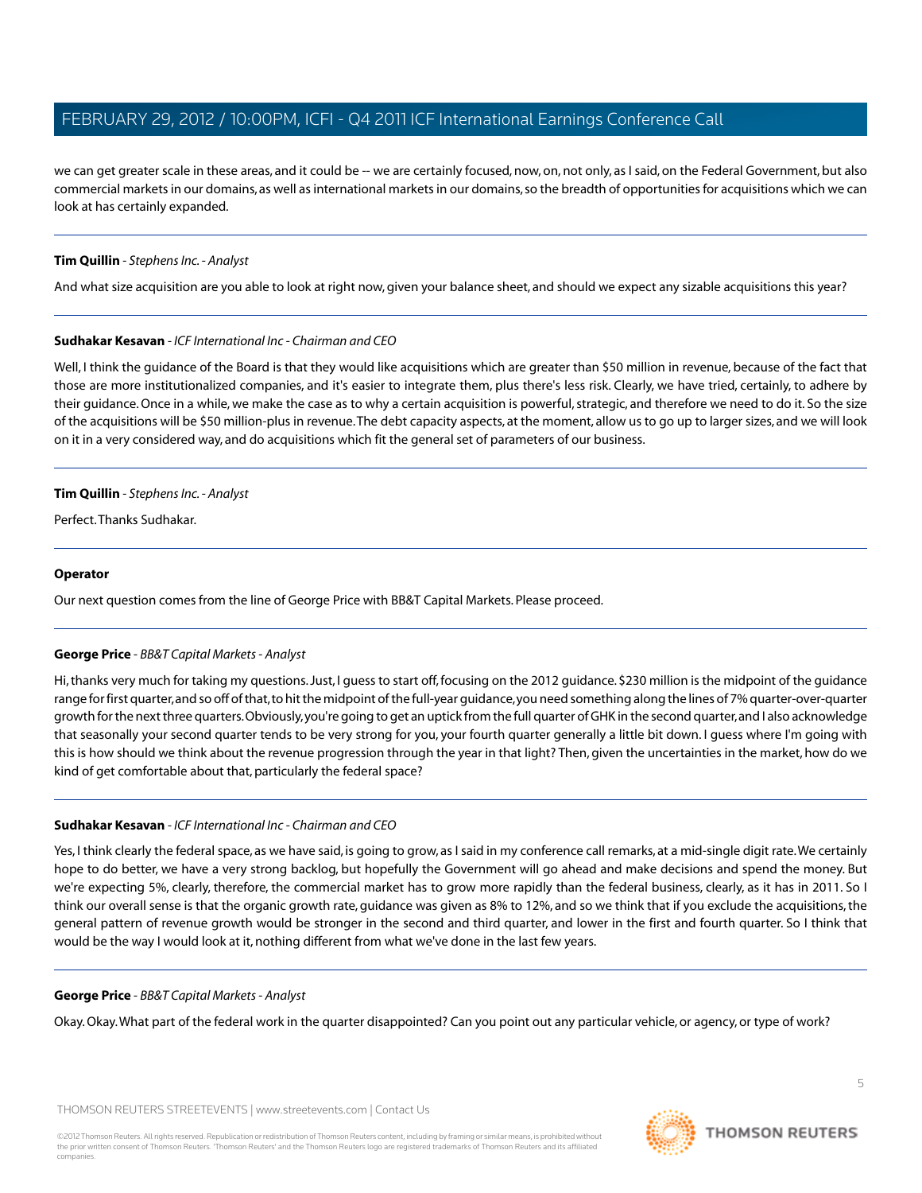we can get greater scale in these areas, and it could be -- we are certainly focused, now, on, not only, as I said, on the Federal Government, but also commercial markets in our domains, as well as international markets in our domains, so the breadth of opportunities for acquisitions which we can look at has certainly expanded.

---

**Tim Quillin** - *Stephens Inc. - Analyst*

And what size acquisition are you able to look at right now, given your balance sheet, and should we expect any sizable acquisitions this year?

---

**Sudhakar Kesavan** - *ICF International Inc - Chairman and CEO*

Well, I think the guidance of the Board is that they would like acquisitions which are greater than $50 million in revenue, because of the fact that those are more institutionalized companies, and it's easier to integrate them, plus there's less risk. Clearly, we have tried, certainly, to adhere by their guidance. Once in a while, we make the case as to why a certain acquisition is powerful, strategic, and therefore we need to do it. So the size of the acquisitions will be $50 million-plus in revenue. The debt capacity aspects, at the moment, allow us to go up to larger sizes, and we will look on it in a very considered way, and do acquisitions which fit the general set of parameters of our business.

---

**Tim Quillin** - *Stephens Inc. - Analyst*

Perfect. Thanks Sudhakar.

---

**Operator**

Our next question comes from the line of George Price with BB&T Capital Markets. Please proceed.

---

**George Price** - *BB&T Capital Markets - Analyst*

Hi, thanks very much for taking my questions. Just, I guess to start off, focusing on the 2012 guidance. $230 million is the midpoint of the guidance range for first quarter, and so off of that, to hit the midpoint of the full-year guidance, you need something along the lines of 7% quarter-over-quarter growth for the next three quarters. Obviously, you're going to get an uptick from the full quarter of GHK in the second quarter, and I also acknowledge that seasonally your second quarter tends to be very strong for you, your fourth quarter generally a little bit down. I guess where I'm going with this is how should we think about the revenue progression through the year in that light? Then, given the uncertainties in the market, how do we kind of get comfortable about that, particularly the federal space?

---

**Sudhakar Kesavan** - *ICF International Inc - Chairman and CEO*

Yes, I think clearly the federal space, as we have said, is going to grow, as I said in my conference call remarks, at a mid-single digit rate. We certainly hope to do better, we have a very strong backlog, but hopefully the Government will go ahead and make decisions and spend the money. But we're expecting 5%, clearly, therefore, the commercial market has to grow more rapidly than the federal business, clearly, as it has in 2011. So I think our overall sense is that the organic growth rate, guidance was given as 8% to 12%, and so we think that if you exclude the acquisitions, the general pattern of revenue growth would be stronger in the second and third quarter, and lower in the first and fourth quarter. So I think that would be the way I would look at it, nothing different from what we've done in the last few years.

---

**George Price** - *BB&T Capital Markets - Analyst*

Okay. Okay. What part of the federal work in the quarter disappointed? Can you point out any particular vehicle, or agency, or type of work?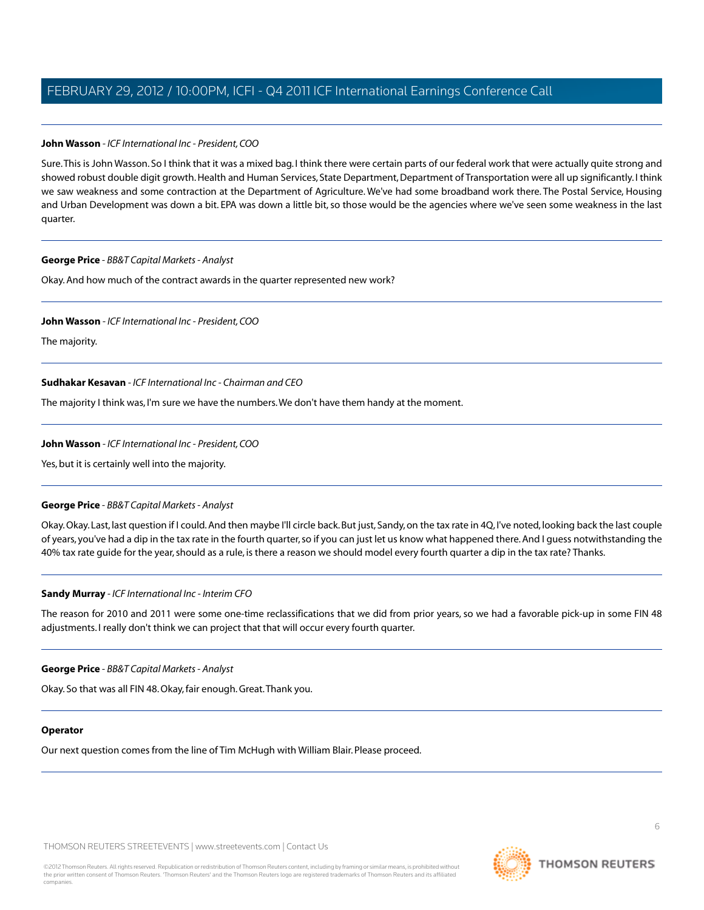**John Wasson** - *ICF International Inc - President, COO*

Sure. This is John Wasson. So I think that it was a mixed bag. I think there were certain parts of our federal work that were actually quite strong and showed robust double digit growth. Health and Human Services, State Department, Department of Transportation were all up significantly. I think we saw weakness and some contraction at the Department of Agriculture. We've had some broadband work there. The Postal Service, Housing and Urban Development was down a bit. EPA was down a little bit, so those would be the agencies where we've seen some weakness in the last quarter.

---

**George Price** - *BB&T Capital Markets - Analyst*

Okay. And how much of the contract awards in the quarter represented new work?

---

**John Wasson** - *ICF International Inc - President, COO*

The majority.

---

**Sudhakar Kesavan** - *ICF International Inc - Chairman and CEO*

The majority I think was, I'm sure we have the numbers. We don't have them handy at the moment.

---

**John Wasson** - *ICF International Inc - President, COO*

Yes, but it is certainly well into the majority.

---

**George Price** - *BB&T Capital Markets - Analyst*

Okay. Okay. Last, last question if I could. And then maybe I'll circle back. But just, Sandy, on the tax rate in 4Q, I've noted, looking back the last couple of years, you've had a dip in the tax rate in the fourth quarter, so if you can just let us know what happened there. And I guess notwithstanding the 40% tax rate guide for the year, should as a rule, is there a reason we should model every fourth quarter a dip in the tax rate? Thanks.

---

**Sandy Murray** - *ICF International Inc - Interim CFO*

The reason for 2010 and 2011 were some one-time reclassifications that we did from prior years, so we had a favorable pick-up in some FIN 48 adjustments. I really don't think we can project that that will occur every fourth quarter.

---

**George Price** - *BB&T Capital Markets - Analyst*

Okay. So that was all FIN 48. Okay, fair enough. Great. Thank you.

---

**Operator**

Our next question comes from the line of Tim McHugh with William Blair. Please proceed.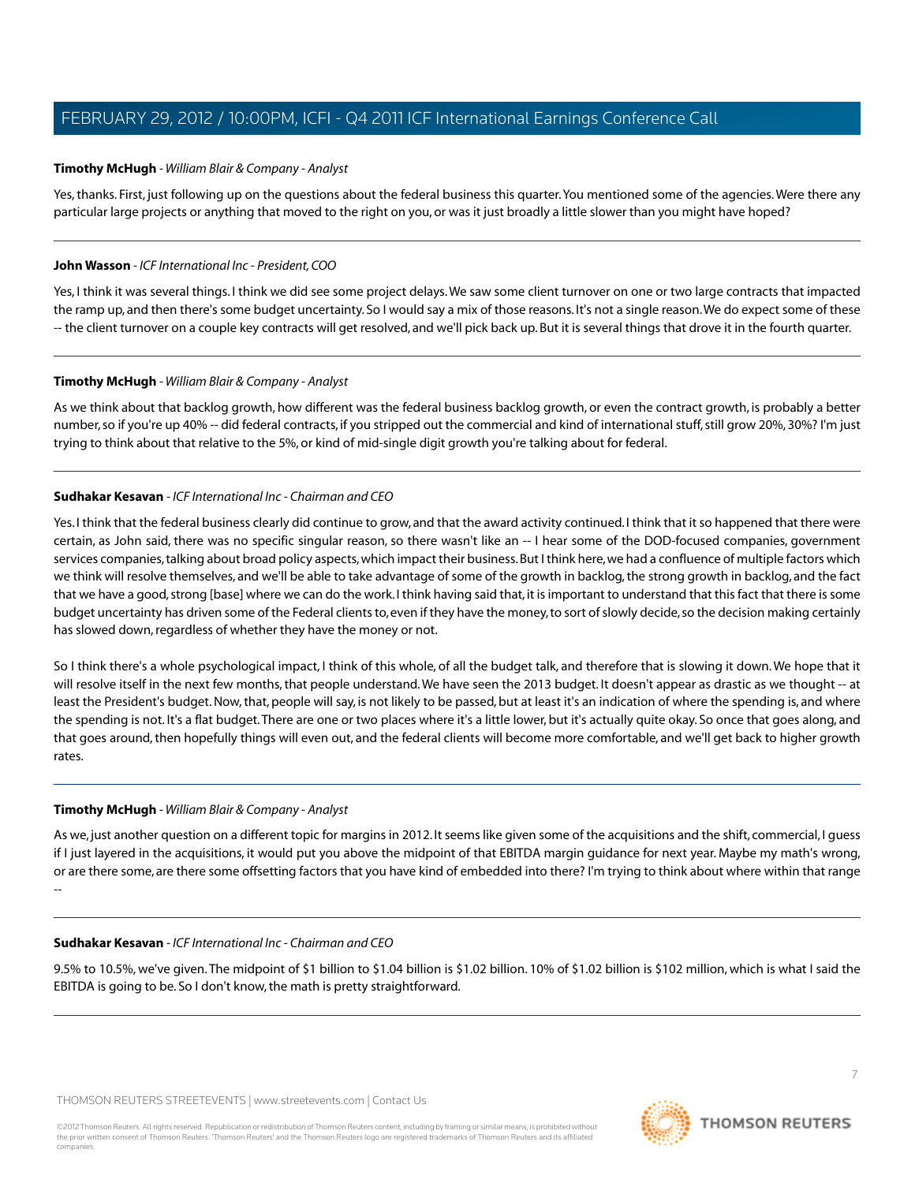**Timothy McHugh** - *William Blair & Company - Analyst*

Yes, thanks. First, just following up on the questions about the federal business this quarter. You mentioned some of the agencies. Were there any particular large projects or anything that moved to the right on you, or was it just broadly a little slower than you might have hoped?

---

**John Wasson** - *ICF International Inc - President, COO*

Yes, I think it was several things. I think we did see some project delays. We saw some client turnover on one or two large contracts that impacted the ramp up, and then there's some budget uncertainty. So I would say a mix of those reasons. It's not a single reason. We do expect some of these -- the client turnover on a couple key contracts will get resolved, and we'll pick back up. But it is several things that drove it in the fourth quarter.

---

**Timothy McHugh** - *William Blair & Company - Analyst*

As we think about that backlog growth, how different was the federal business backlog growth, or even the contract growth, is probably a better number, so if you're up 40% -- did federal contracts, if you stripped out the commercial and kind of international stuff, still grow 20%, 30%? I'm just trying to think about that relative to the 5%, or kind of mid-single digit growth you're talking about for federal.

---

**Sudhakar Kesavan** - *ICF International Inc - Chairman and CEO*

Yes. I think that the federal business clearly did continue to grow, and that the award activity continued. I think that it so happened that there were certain, as John said, there was no specific singular reason, so there wasn't like an -- I hear some of the DOD-focused companies, government services companies, talking about broad policy aspects, which impact their business. But I think here, we had a confluence of multiple factors which we think will resolve themselves, and we'll be able to take advantage of some of the growth in backlog, the strong growth in backlog, and the fact that we have a good, strong [base] where we can do the work. I think having said that, it is important to understand that this fact that there is some budget uncertainty has driven some of the Federal clients to, even if they have the money, to sort of slowly decide, so the decision making certainly has slowed down, regardless of whether they have the money or not.

So I think there's a whole psychological impact, I think of this whole, of all the budget talk, and therefore that is slowing it down. We hope that it will resolve itself in the next few months, that people understand. We have seen the 2013 budget. It doesn't appear as drastic as we thought -- at least the President's budget. Now, that, people will say, is not likely to be passed, but at least it's an indication of where the spending is, and where the spending is not. It's a flat budget. There are one or two places where it's a little lower, but it's actually quite okay. So once that goes along, and that goes around, then hopefully things will even out, and the federal clients will become more comfortable, and we'll get back to higher growth rates.

---

**Timothy McHugh** - *William Blair & Company - Analyst*

As we, just another question on a different topic for margins in 2012. It seems like given some of the acquisitions and the shift, commercial, I guess if I just layered in the acquisitions, it would put you above the midpoint of that EBITDA margin guidance for next year. Maybe my math's wrong, or are there some, are there some offsetting factors that you have kind of embedded into there? I'm trying to think about where within that range --

---

**Sudhakar Kesavan** - *ICF International Inc - Chairman and CEO*

9.5% to 10.5%, we've given. The midpoint of $1 billion to $1.04 billion is $1.02 billion. 10% of $1.02 billion is $102 million, which is what I said the EBITDA is going to be. So I don't know, the math is pretty straightforward.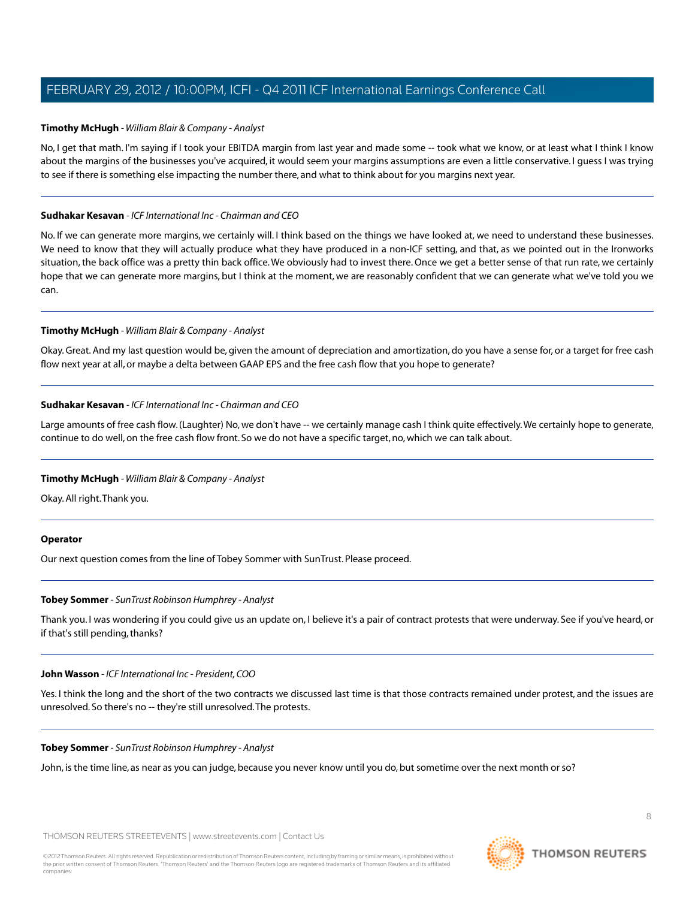**Timothy McHugh** - *William Blair & Company - Analyst*

No, I get that math. I'm saying if I took your EBITDA margin from last year and made some -- took what we know, or at least what I think I know about the margins of the businesses you've acquired, it would seem your margins assumptions are even a little conservative. I guess I was trying to see if there is something else impacting the number there, and what to think about for you margins next year.

---

**Sudhakar Kesavan** - *ICF International Inc - Chairman and CEO*

No. If we can generate more margins, we certainly will. I think based on the things we have looked at, we need to understand these businesses. We need to know that they will actually produce what they have produced in a non-ICF setting, and that, as we pointed out in the Ironworks situation, the back office was a pretty thin back office. We obviously had to invest there. Once we get a better sense of that run rate, we certainly hope that we can generate more margins, but I think at the moment, we are reasonably confident that we can generate what we've told you we can.

---

**Timothy McHugh** - *William Blair & Company - Analyst*

Okay. Great. And my last question would be, given the amount of depreciation and amortization, do you have a sense for, or a target for free cash flow next year at all, or maybe a delta between GAAP EPS and the free cash flow that you hope to generate?

---

**Sudhakar Kesavan** - *ICF International Inc - Chairman and CEO*

Large amounts of free cash flow. (Laughter) No, we don't have -- we certainly manage cash I think quite effectively. We certainly hope to generate, continue to do well, on the free cash flow front. So we do not have a specific target, no, which we can talk about.

---

**Timothy McHugh** - *William Blair & Company - Analyst*

Okay. All right. Thank you.

---

**Operator**

Our next question comes from the line of Tobey Sommer with SunTrust. Please proceed.

---

**Tobey Sommer** - *SunTrust Robinson Humphrey - Analyst*

Thank you. I was wondering if you could give us an update on, I believe it's a pair of contract protests that were underway. See if you've heard, or if that's still pending, thanks?

---

**John Wasson** - *ICF International Inc - President, COO*

Yes. I think the long and the short of the two contracts we discussed last time is that those contracts remained under protest, and the issues are unresolved. So there's no -- they're still unresolved. The protests.

---

**Tobey Sommer** - *SunTrust Robinson Humphrey - Analyst*

John, is the time line, as near as you can judge, because you never know until you do, but sometime over the next month or so?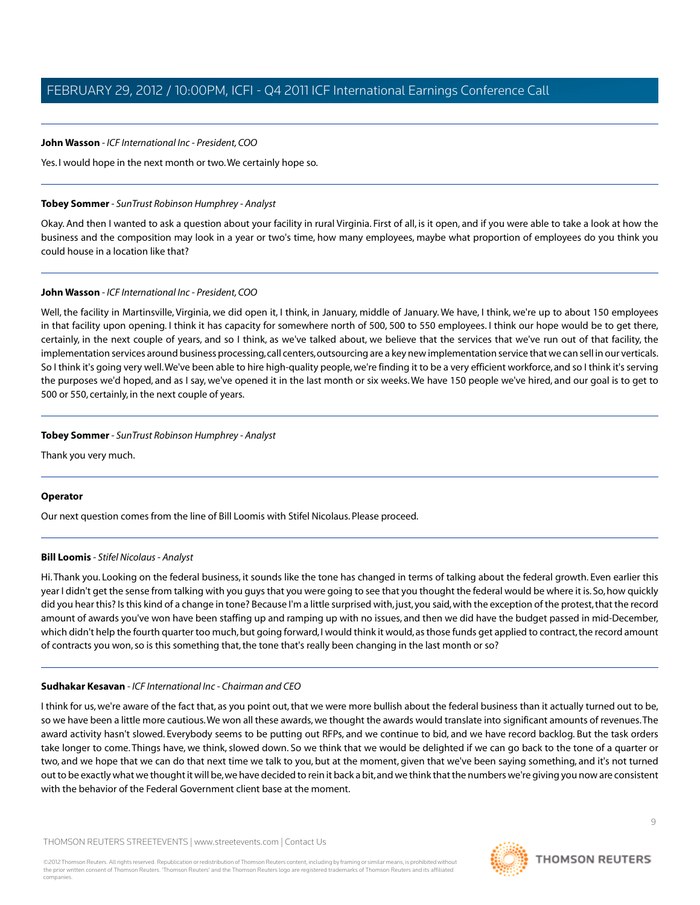**John Wasson** - *ICF International Inc - President, COO*

Yes. I would hope in the next month or two. We certainly hope so.

---

**Tobey Sommer** - *SunTrust Robinson Humphrey - Analyst*

Okay. And then I wanted to ask a question about your facility in rural Virginia. First of all, is it open, and if you were able to take a look at how the business and the composition may look in a year or two's time, how many employees, maybe what proportion of employees do you think you could house in a location like that?

---

**John Wasson** - *ICF International Inc - President, COO*

Well, the facility in Martinsville, Virginia, we did open it, I think, in January, middle of January. We have, I think, we're up to about 150 employees in that facility upon opening. I think it has capacity for somewhere north of 500, 500 to 550 employees. I think our hope would be to get there, certainly, in the next couple of years, and so I think, as we've talked about, we believe that the services that we've run out of that facility, the implementation services around business processing, call centers, outsourcing are a key new implementation service that we can sell in our verticals. So I think it's going very well. We've been able to hire high-quality people, we're finding it to be a very efficient workforce, and so I think it's serving the purposes we'd hoped, and as I say, we've opened it in the last month or six weeks. We have 150 people we've hired, and our goal is to get to 500 or 550, certainly, in the next couple of years.

---

**Tobey Sommer** - *SunTrust Robinson Humphrey - Analyst*

Thank you very much.

---

**Operator**

Our next question comes from the line of Bill Loomis with Stifel Nicolaus. Please proceed.

---

**Bill Loomis** - *Stifel Nicolaus - Analyst*

Hi. Thank you. Looking on the federal business, it sounds like the tone has changed in terms of talking about the federal growth. Even earlier this year I didn't get the sense from talking with you guys that you were going to see that you thought the federal would be where it is. So, how quickly did you hear this? Is this kind of a change in tone? Because I'm a little surprised with, just, you said, with the exception of the protest, that the record amount of awards you've won have been staffing up and ramping up with no issues, and then we did have the budget passed in mid-December, which didn't help the fourth quarter too much, but going forward, I would think it would, as those funds get applied to contract, the record amount of contracts you won, so is this something that, the tone that's really been changing in the last month or so?

---

**Sudhakar Kesavan** - *ICF International Inc - Chairman and CEO*

I think for us, we're aware of the fact that, as you point out, that we were more bullish about the federal business than it actually turned out to be, so we have been a little more cautious. We won all these awards, we thought the awards would translate into significant amounts of revenues. The award activity hasn't slowed. Everybody seems to be putting out RFPs, and we continue to bid, and we have record backlog. But the task orders take longer to come. Things have, we think, slowed down. So we think that we would be delighted if we can go back to the tone of a quarter or two, and we hope that we can do that next time we talk to you, but at the moment, given that we've been saying something, and it's not turned out to be exactly what we thought it will be, we have decided to rein it back a bit, and we think that the numbers we're giving you now are consistent with the behavior of the Federal Government client base at the moment.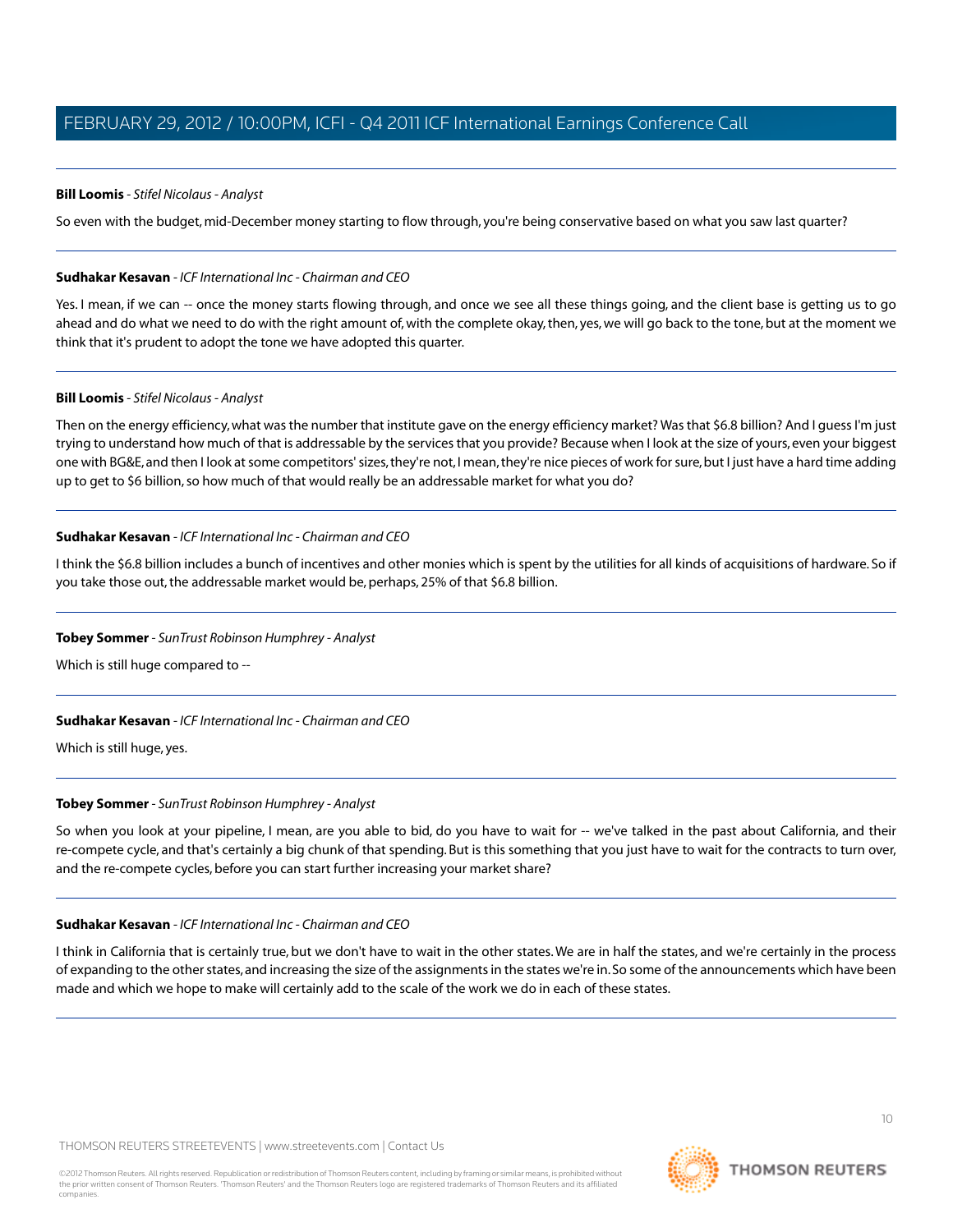**Bill Loomis** - *Stifel Nicolaus - Analyst*

So even with the budget, mid-December money starting to flow through, you're being conservative based on what you saw last quarter?

---

**Sudhakar Kesavan** - *ICF International Inc - Chairman and CEO*

Yes. I mean, if we can -- once the money starts flowing through, and once we see all these things going, and the client base is getting us to go ahead and do what we need to do with the right amount of, with the complete okay, then, yes, we will go back to the tone, but at the moment we think that it's prudent to adopt the tone we have adopted this quarter.

---

**Bill Loomis** - *Stifel Nicolaus - Analyst*

Then on the energy efficiency, what was the number that institute gave on the energy efficiency market? Was that $6.8 billion? And I guess I'm just trying to understand how much of that is addressable by the services that you provide? Because when I look at the size of yours, even your biggest one with BG&E, and then I look at some competitors' sizes, they're not, I mean, they're nice pieces of work for sure, but I just have a hard time adding up to get to $6 billion, so how much of that would really be an addressable market for what you do?

---

**Sudhakar Kesavan** - *ICF International Inc - Chairman and CEO*

I think the $6.8 billion includes a bunch of incentives and other monies which is spent by the utilities for all kinds of acquisitions of hardware. So if you take those out, the addressable market would be, perhaps, 25% of that $6.8 billion.

---

**Tobey Sommer** - *SunTrust Robinson Humphrey - Analyst*

Which is still huge compared to --

---

**Sudhakar Kesavan** - *ICF International Inc - Chairman and CEO*

Which is still huge, yes.

---

**Tobey Sommer** - *SunTrust Robinson Humphrey - Analyst*

So when you look at your pipeline, I mean, are you able to bid, do you have to wait for -- we've talked in the past about California, and their re-compete cycle, and that's certainly a big chunk of that spending. But is this something that you just have to wait for the contracts to turn over, and the re-compete cycles, before you can start further increasing your market share?

---

**Sudhakar Kesavan** - *ICF International Inc - Chairman and CEO*

I think in California that is certainly true, but we don't have to wait in the other states. We are in half the states, and we're certainly in the process of expanding to the other states, and increasing the size of the assignments in the states we're in. So some of the announcements which have been made and which we hope to make will certainly add to the scale of the work we do in each of these states.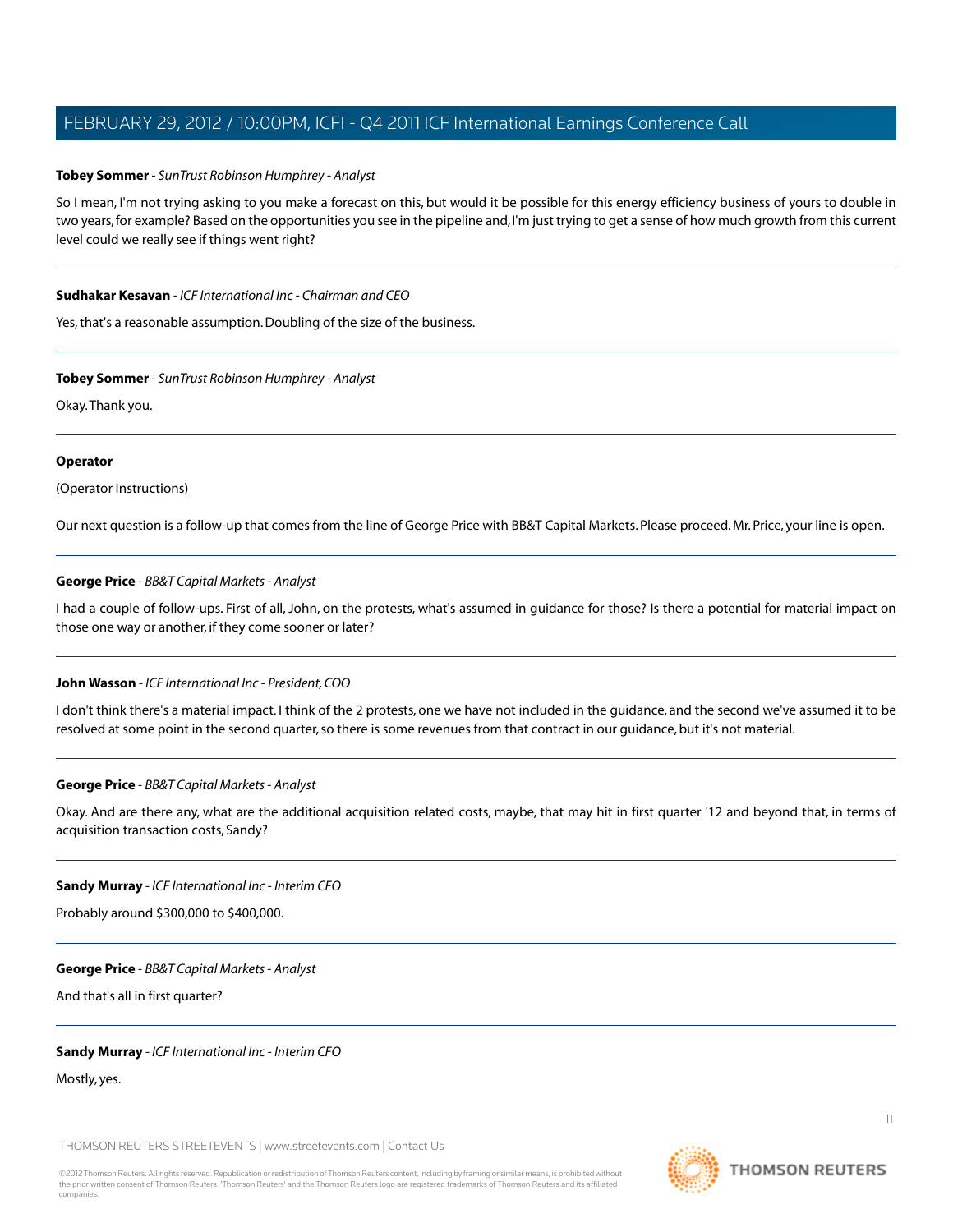**Tobey Sommer** - *SunTrust Robinson Humphrey - Analyst*

So I mean, I'm not trying asking to you make a forecast on this, but would it be possible for this energy efficiency business of yours to double in two years, for example? Based on the opportunities you see in the pipeline and, I'm just trying to get a sense of how much growth from this current level could we really see if things went right?

---

**Sudhakar Kesavan** - *ICF International Inc - Chairman and CEO*

Yes, that's a reasonable assumption. Doubling of the size of the business.

---

**Tobey Sommer** - *SunTrust Robinson Humphrey - Analyst*

Okay. Thank you.

---

**Operator**

(Operator Instructions)

Our next question is a follow-up that comes from the line of George Price with BB&T Capital Markets. Please proceed. Mr. Price, your line is open.

---

**George Price** - *BB&T Capital Markets - Analyst*

I had a couple of follow-ups. First of all, John, on the protests, what's assumed in guidance for those? Is there a potential for material impact on those one way or another, if they come sooner or later?

---

**John Wasson** - *ICF International Inc - President, COO*

I don't think there's a material impact. I think of the 2 protests, one we have not included in the guidance, and the second we've assumed it to be resolved at some point in the second quarter, so there is some revenues from that contract in our guidance, but it's not material.

---

**George Price** - *BB&T Capital Markets - Analyst*

Okay. And are there any, what are the additional acquisition related costs, maybe, that may hit in first quarter '12 and beyond that, in terms of acquisition transaction costs, Sandy?

---

**Sandy Murray** - *ICF International Inc - Interim CFO*

Probably around $300,000 to $400,000.

---

**George Price** - *BB&T Capital Markets - Analyst*

And that's all in first quarter?

---

**Sandy Murray** - *ICF International Inc - Interim CFO*

Mostly, yes.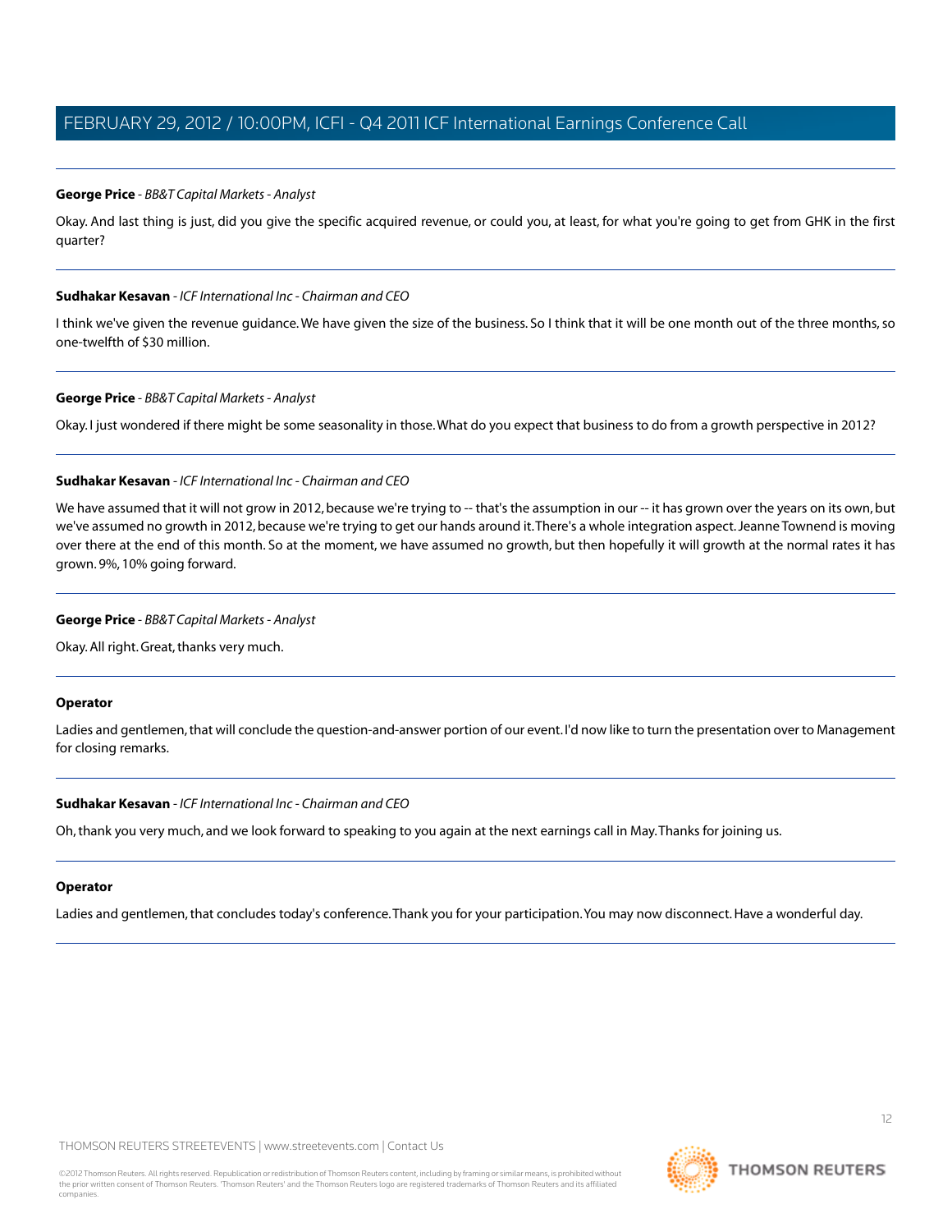**George Price** - *BB&T Capital Markets - Analyst*

Okay. And last thing is just, did you give the specific acquired revenue, or could you, at least, for what you're going to get from GHK in the first quarter?

---

**Sudhakar Kesavan** - *ICF International Inc - Chairman and CEO*

I think we've given the revenue guidance. We have given the size of the business. So I think that it will be one month out of the three months, so one-twelfth of $30 million.

---

**George Price** - *BB&T Capital Markets - Analyst*

Okay. I just wondered if there might be some seasonality in those. What do you expect that business to do from a growth perspective in 2012?

---

**Sudhakar Kesavan** - *ICF International Inc - Chairman and CEO*

We have assumed that it will not grow in 2012, because we're trying to -- that's the assumption in our -- it has grown over the years on its own, but we've assumed no growth in 2012, because we're trying to get our hands around it. There's a whole integration aspect. Jeanne Townend is moving over there at the end of this month. So at the moment, we have assumed no growth, but then hopefully it will growth at the normal rates it has grown. 9%, 10% going forward.

---

**George Price** - *BB&T Capital Markets - Analyst*

Okay. All right. Great, thanks very much.

---

**Operator**

Ladies and gentlemen, that will conclude the question-and-answer portion of our event. I'd now like to turn the presentation over to Management for closing remarks.

---

**Sudhakar Kesavan** - *ICF International Inc - Chairman and CEO*

Oh, thank you very much, and we look forward to speaking to you again at the next earnings call in May. Thanks for joining us.

---

**Operator**

Ladies and gentlemen, that concludes today's conference. Thank you for your participation. You may now disconnect. Have a wonderful day.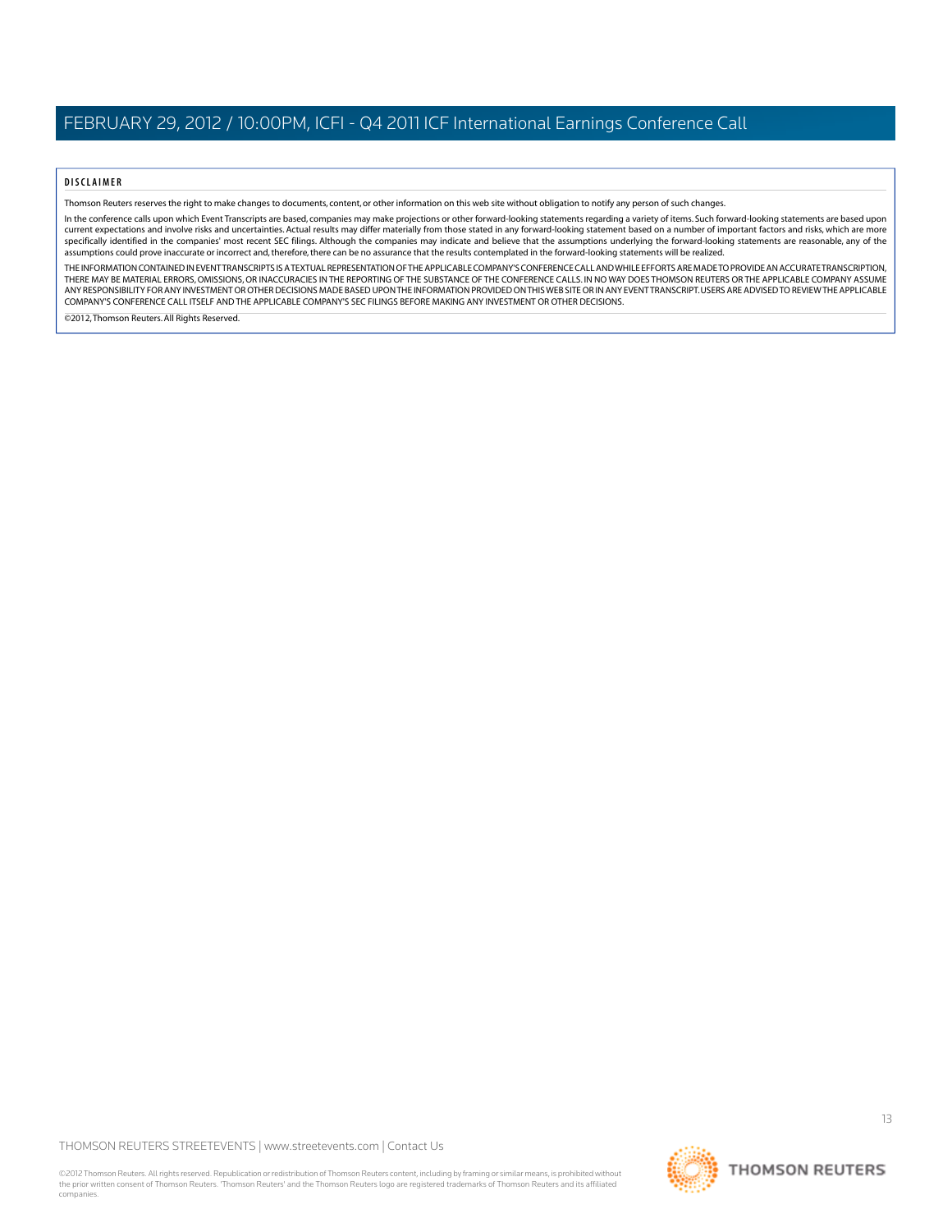## DISCLAIMER

Thomson Reuters reserves the right to make changes to documents, content, or other information on this web site without obligation to notify any person of such changes.

In the conference calls upon which Event Transcripts are based, companies may make projections or other forward-looking statements regarding a variety of items. Such forward-looking statements are based upon current expectations and involve risks and uncertainties. Actual results may differ materially from those stated in any forward-looking statement based on a number of important factors and risks, which are more specifically identified in the companies' most recent SEC filings. Although the companies may indicate and believe that the assumptions underlying the forward-looking statements are reasonable, any of the assumptions could prove inaccurate or incorrect and, therefore, there can be no assurance that the results contemplated in the forward-looking statements will be realized.

THE INFORMATION CONTAINED IN EVENT TRANSCRIPTS IS A TEXTUAL REPRESENTATION OF THE APPLICABLE COMPANY'S CONFERENCE CALL AND WHILE EFFORTS ARE MADE TO PROVIDE AN ACCURATE TRANSCRIPTION, THERE MAY BE MATERIAL ERRORS, OMISSIONS, OR INACCURACIES IN THE REPORTING OF THE SUBSTANCE OF THE CONFERENCE CALLS. IN NO WAY DOES THOMSON REUTERS OR THE APPLICABLE COMPANY ASSUME ANY RESPONSIBILITY FOR ANY INVESTMENT OR OTHER DECISIONS MADE BASED UPON THE INFORMATION PROVIDED ON THIS WEB SITE OR IN ANY EVENT TRANSCRIPT. USERS ARE ADVISED TO REVIEW THE APPLICABLE COMPANY'S CONFERENCE CALL ITSELF AND THE APPLICABLE COMPANY'S SEC FILINGS BEFORE MAKING ANY INVESTMENT OR OTHER DECISIONS.

©2012, Thomson Reuters. All Rights Reserved.